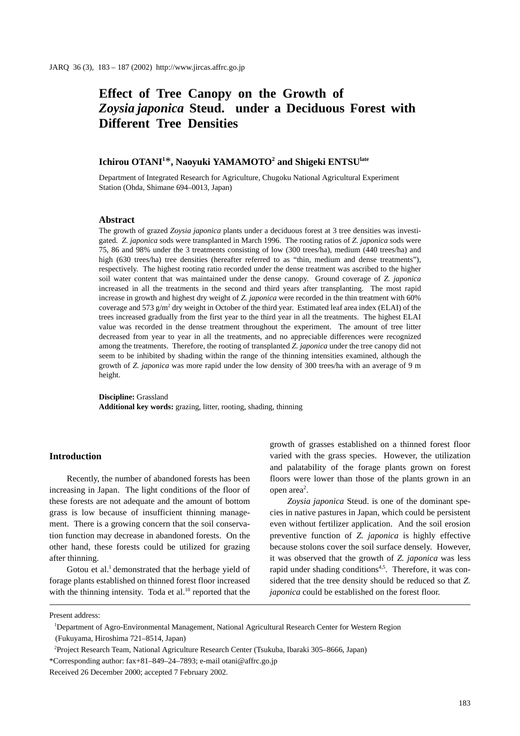# Effect of Tree Canopy on the Growth of *Zoysia japonica* Steud. under a Deciduous Forest with Different Tree Densities

**Ichirou OTANI[1]\*, Naoyuki YAMAMOTO[2] and Shigeki ENTSU[late]**

Department of Integrated Research for Agriculture, Chugoku National Agricultural Experiment Station (Ohda, Shimane 694–0013, Japan)

## Abstract

The growth of grazed *Zoysia japonica* plants under a deciduous forest at 3 tree densities was investigated. *Z. japonica* sods were transplanted in March 1996. The rooting ratios of *Z. japonica* sods were 75, 86 and 98% under the 3 treatments consisting of low (300 trees/ha), medium (440 trees/ha) and high (630 trees/ha) tree densities (hereafter referred to as "thin, medium and dense treatments"), respectively. The highest rooting ratio recorded under the dense treatment was ascribed to the higher soil water content that was maintained under the dense canopy. Ground coverage of *Z. japonica* increased in all the treatments in the second and third years after transplanting. The most rapid increase in growth and highest dry weight of *Z. japonica* were recorded in the thin treatment with 60% coverage and 573 g/$m^2$ dry weight in October of the third year. Estimated leaf area index (ELAI) of the trees increased gradually from the first year to the third year in all the treatments. The highest ELAI value was recorded in the dense treatment throughout the experiment. The amount of tree litter decreased from year to year in all the treatments, and no appreciable differences were recognized among the treatments. Therefore, the rooting of transplanted *Z. japonica* under the tree canopy did not seem to be inhibited by shading within the range of the thinning intensities examined, although the growth of *Z. japonica* was more rapid under the low density of 300 trees/ha with an average of 9 m height.

**Discipline:** Grassland
**Additional key words:** grazing, litter, rooting, shading, thinning

## Introduction

Recently, the number of abandoned forests has been increasing in Japan. The light conditions of the floor of these forests are not adequate and the amount of bottom grass is low because of insufficient thinning management. There is a growing concern that the soil conservation function may decrease in abandoned forests. On the other hand, these forests could be utilized for grazing after thinning.

Gotou et al.[1] demonstrated that the herbage yield of forage plants established on thinned forest floor increased with the thinning intensity. Toda et al.[10] reported that the growth of grasses established on a thinned forest floor varied with the grass species. However, the utilization and palatability of the forage plants grown on forest floors were lower than those of the plants grown in an open area[2].

*Zoysia japonica* Steud. is one of the dominant species in native pastures in Japan, which could be persistent even without fertilizer application. And the soil erosion preventive function of *Z. japonica* is highly effective because stolons cover the soil surface densely. However, it was observed that the growth of *Z. japonica* was less rapid under shading conditions[4,5]. Therefore, it was considered that the tree density should be reduced so that *Z. japonica* could be established on the forest floor.

---

Present address:

[1]Department of Agro-Environmental Management, National Agricultural Research Center for Western Region (Fukuyama, Hiroshima 721–8514, Japan)

[2]Project Research Team, National Agriculture Research Center (Tsukuba, Ibaraki 305–8666, Japan)

\*Corresponding author: fax+81–849–24–7893; e-mail otani@affrc.go.jp

Received 26 December 2000; accepted 7 February 2002.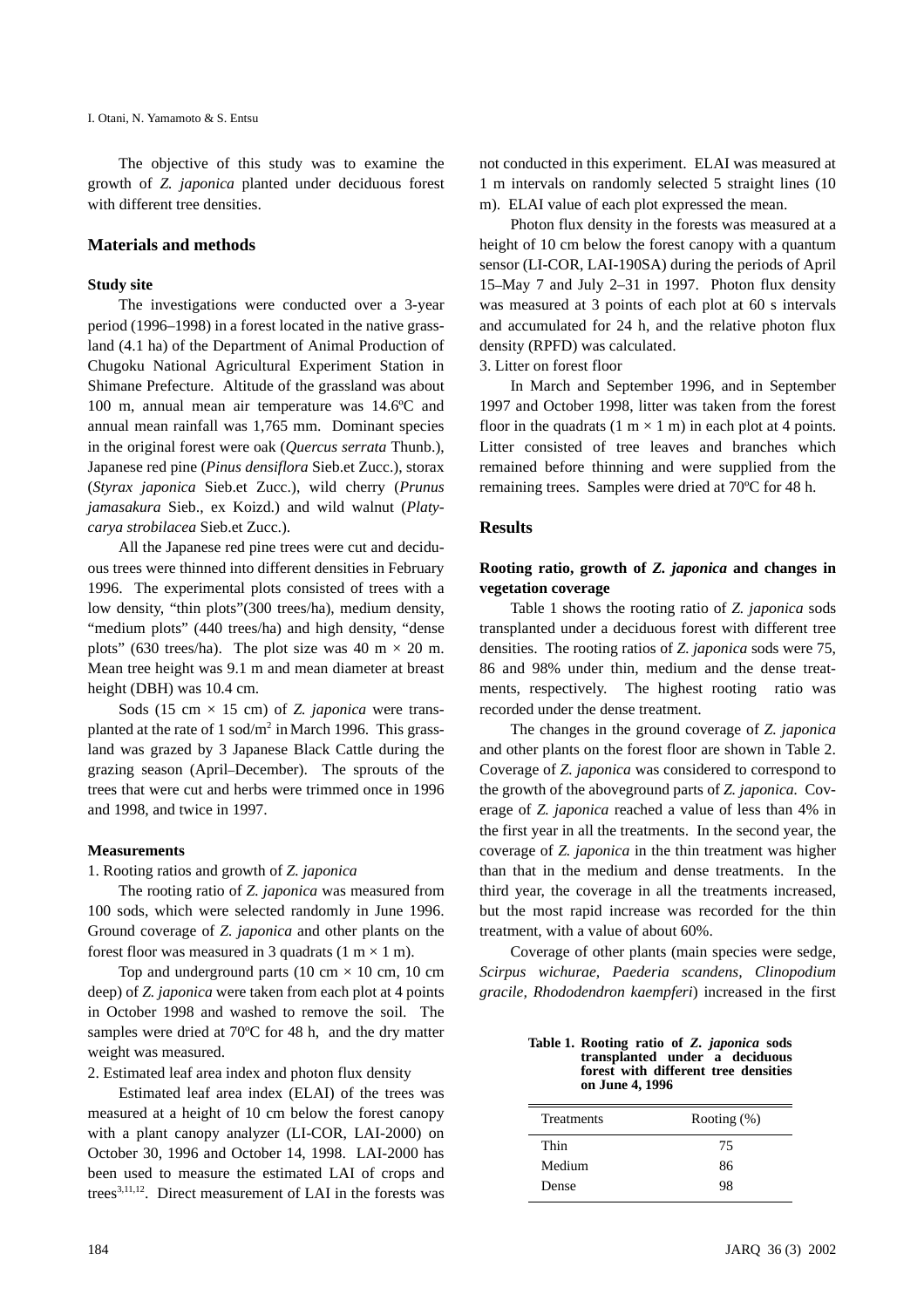The objective of this study was to examine the growth of *Z. japonica* planted under deciduous forest with different tree densities.

## Materials and methods

### Study site

The investigations were conducted over a 3-year period (1996–1998) in a forest located in the native grassland (4.1 ha) of the Department of Animal Production of Chugoku National Agricultural Experiment Station in Shimane Prefecture. Altitude of the grassland was about 100 m, annual mean air temperature was 14.6ºC and annual mean rainfall was 1,765 mm. Dominant species in the original forest were oak (*Quercus serrata* Thunb.), Japanese red pine (*Pinus densiflora* Sieb.et Zucc.), storax (*Styrax japonica* Sieb.et Zucc.), wild cherry (*Prunus jamasakura* Sieb., ex Koizd.) and wild walnut (*Platycarya strobilacea* Sieb.et Zucc.).

All the Japanese red pine trees were cut and deciduous trees were thinned into different densities in February 1996. The experimental plots consisted of trees with a low density, "thin plots"(300 trees/ha), medium density, "medium plots" (440 trees/ha) and high density, "dense plots" (630 trees/ha). The plot size was 40 m × 20 m. Mean tree height was 9.1 m and mean diameter at breast height (DBH) was 10.4 cm.

Sods (15 cm × 15 cm) of *Z. japonica* were transplanted at the rate of 1 sod/m$^2$ in March 1996. This grassland was grazed by 3 Japanese Black Cattle during the grazing season (April–December). The sprouts of the trees that were cut and herbs were trimmed once in 1996 and 1998, and twice in 1997.

### Measurements

1. Rooting ratios and growth of *Z. japonica*

The rooting ratio of *Z. japonica* was measured from 100 sods, which were selected randomly in June 1996. Ground coverage of *Z. japonica* and other plants on the forest floor was measured in 3 quadrats (1 m × 1 m).

Top and underground parts (10 cm × 10 cm, 10 cm deep) of *Z. japonica* were taken from each plot at 4 points in October 1998 and washed to remove the soil. The samples were dried at 70ºC for 48 h, and the dry matter weight was measured.

2. Estimated leaf area index and photon flux density

Estimated leaf area index (ELAI) of the trees was measured at a height of 10 cm below the forest canopy with a plant canopy analyzer (LI-COR, LAI-2000) on October 30, 1996 and October 14, 1998. LAI-2000 has been used to measure the estimated LAI of crops and trees[3,11,12]. Direct measurement of LAI in the forests was not conducted in this experiment. ELAI was measured at 1 m intervals on randomly selected 5 straight lines (10 m). ELAI value of each plot expressed the mean.

Photon flux density in the forests was measured at a height of 10 cm below the forest canopy with a quantum sensor (LI-COR, LAI-190SA) during the periods of April 15–May 7 and July 2–31 in 1997. Photon flux density was measured at 3 points of each plot at 60 s intervals and accumulated for 24 h, and the relative photon flux density (RPFD) was calculated.

3. Litter on forest floor

In March and September 1996, and in September 1997 and October 1998, litter was taken from the forest floor in the quadrats (1 m × 1 m) in each plot at 4 points. Litter consisted of tree leaves and branches which remained before thinning and were supplied from the remaining trees. Samples were dried at 70ºC for 48 h.

## Results

### Rooting ratio, growth of *Z. japonica* and changes in vegetation coverage

Table 1 shows the rooting ratio of *Z. japonica* sods transplanted under a deciduous forest with different tree densities. The rooting ratios of *Z. japonica* sods were 75, 86 and 98% under thin, medium and the dense treatments, respectively. The highest rooting ratio was recorded under the dense treatment.

The changes in the ground coverage of *Z. japonica* and other plants on the forest floor are shown in Table 2. Coverage of *Z. japonica* was considered to correspond to the growth of the aboveground parts of *Z. japonica*. Coverage of *Z. japonica* reached a value of less than 4% in the first year in all the treatments. In the second year, the coverage of *Z. japonica* in the thin treatment was higher than that in the medium and dense treatments. In the third year, the coverage in all the treatments increased, but the most rapid increase was recorded for the thin treatment, with a value of about 60%.

Coverage of other plants (main species were sedge, *Scirpus wichurae*, *Paederia scandens*, *Clinopodium gracile*, *Rhododendron kaempferi*) increased in the first

**Table 1. Rooting ratio of *Z. japonica* sods transplanted under a deciduous forest with different tree densities on June 4, 1996**

| Treatments | Rooting (%) |
|---|---|
| Thin | 75 |
| Medium | 86 |
| Dense | 98 |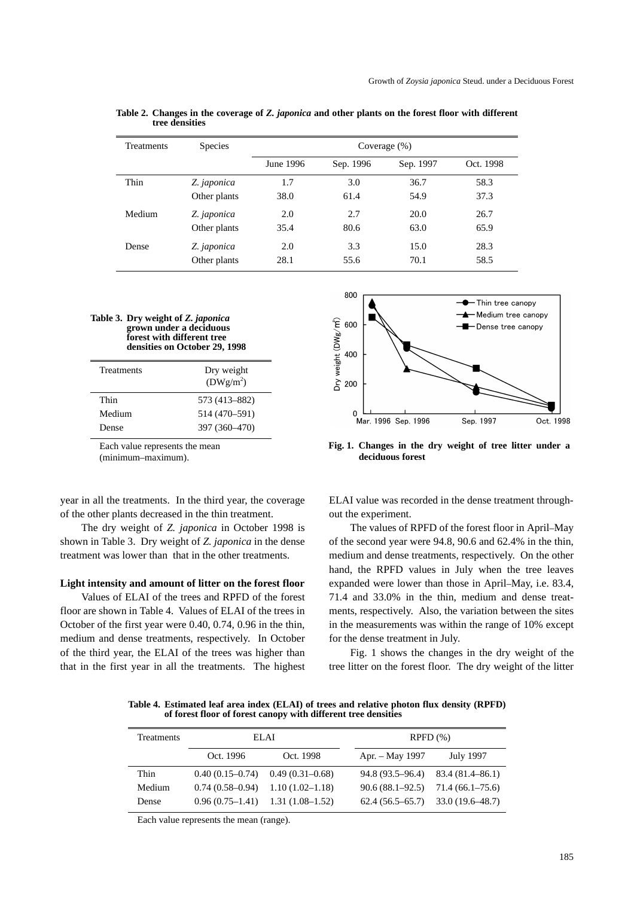**Table 2. Changes in the coverage of *Z. japonica* and other plants on the forest floor with different tree densities**

| Treatments | Species | Coverage (%) | | | |
|---|---|---|---|---|---|
| | | June 1996 | Sep. 1996 | Sep. 1997 | Oct. 1998 |
| Thin | *Z. japonica* | 1.7 | 3.0 | 36.7 | 58.3 |
| | Other plants | 38.0 | 61.4 | 54.9 | 37.3 |
| Medium | *Z. japonica* | 2.0 | 2.7 | 20.0 | 26.7 |
| | Other plants | 35.4 | 80.6 | 63.0 | 65.9 |
| Dense | *Z. japonica* | 2.0 | 3.3 | 15.0 | 28.3 |
| | Other plants | 28.1 | 55.6 | 70.1 | 58.5 |

**Table 3. Dry weight of *Z. japonica* grown under a deciduous forest with different tree densities on October 29, 1998**

| Treatments | Dry weight ($DWg/m^2$) |
|---|---|
| Thin | 573 (413–882) |
| Medium | 514 (470–591) |
| Dense | 397 (360–470) |

Each value represents the mean (minimum–maximum).

**Fig. 1. Changes in the dry weight of tree litter under a deciduous forest**

year in all the treatments. In the third year, the coverage of the other plants decreased in the thin treatment.

The dry weight of *Z. japonica* in October 1998 is shown in Table 3. Dry weight of *Z. japonica* in the dense treatment was lower than that in the other treatments.

### Light intensity and amount of litter on the forest floor

Values of ELAI of the trees and RPFD of the forest floor are shown in Table 4. Values of ELAI of the trees in October of the first year were 0.40, 0.74, 0.96 in the thin, medium and dense treatments, respectively. In October of the third year, the ELAI of the trees was higher than that in the first year in all the treatments. The highest ELAI value was recorded in the dense treatment throughout the experiment.

The values of RPFD of the forest floor in April–May of the second year were 94.8, 90.6 and 62.4% in the thin, medium and dense treatments, respectively. On the other hand, the RPFD values in July when the tree leaves expanded were lower than those in April–May, i.e. 83.4, 71.4 and 33.0% in the thin, medium and dense treatments, respectively. Also, the variation between the sites in the measurements was within the range of 10% except for the dense treatment in July.

Fig. 1 shows the changes in the dry weight of the tree litter on the forest floor. The dry weight of the litter

**Table 4. Estimated leaf area index (ELAI) of trees and relative photon flux density (RPFD) of forest floor of forest canopy with different tree densities**

| Treatments | ELAI | | RPFD (%) | |
|---|---|---|---|---|
| | Oct. 1996 | Oct. 1998 | Apr. – May 1997 | July 1997 |
| Thin | 0.40 (0.15–0.74) | 0.49 (0.31–0.68) | 94.8 (93.5–96.4) | 83.4 (81.4–86.1) |
| Medium | 0.74 (0.58–0.94) | 1.10 (1.02–1.18) | 90.6 (88.1–92.5) | 71.4 (66.1–75.6) |
| Dense | 0.96 (0.75–1.41) | 1.31 (1.08–1.52) | 62.4 (56.5–65.7) | 33.0 (19.6–48.7) |

Each value represents the mean (range).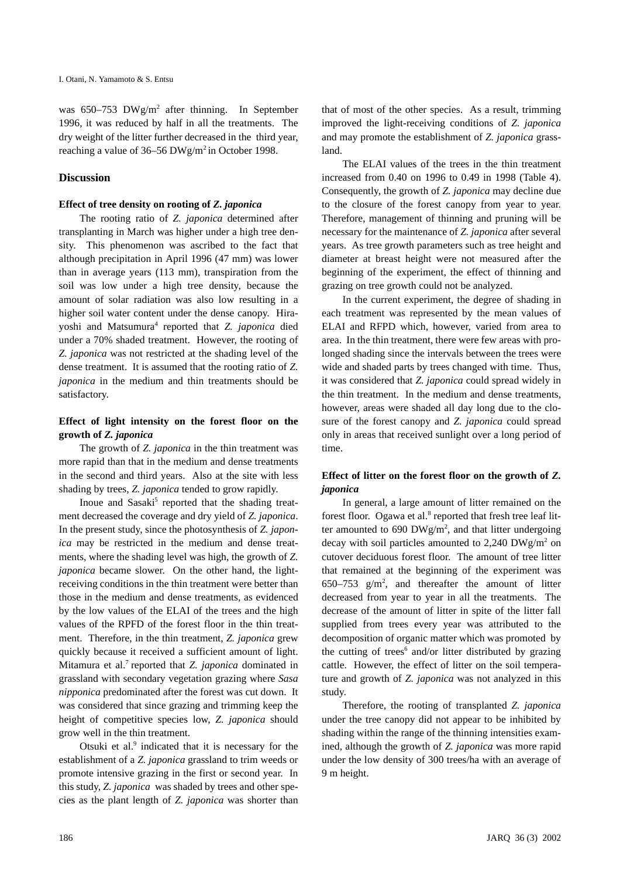was 650–753 $DWg/m^2$ after thinning. In September 1996, it was reduced by half in all the treatments. The dry weight of the litter further decreased in the third year, reaching a value of 36–56 $DWg/m^2$ in October 1998.

## Discussion

### Effect of tree density on rooting of *Z. japonica*

The rooting ratio of *Z. japonica* determined after transplanting in March was higher under a high tree density. This phenomenon was ascribed to the fact that although precipitation in April 1996 (47 mm) was lower than in average years (113 mm), transpiration from the soil was low under a high tree density, because the amount of solar radiation was also low resulting in a higher soil water content under the dense canopy. Hirayoshi and Matsumura[4] reported that *Z. japonica* died under a 70% shaded treatment. However, the rooting of *Z. japonica* was not restricted at the shading level of the dense treatment. It is assumed that the rooting ratio of *Z. japonica* in the medium and thin treatments should be satisfactory.

### Effect of light intensity on the forest floor on the growth of *Z. japonica*

The growth of *Z. japonica* in the thin treatment was more rapid than that in the medium and dense treatments in the second and third years. Also at the site with less shading by trees, *Z. japonica* tended to grow rapidly.

Inoue and Sasaki[5] reported that the shading treatment decreased the coverage and dry yield of *Z. japonica*. In the present study, since the photosynthesis of *Z. japonica* may be restricted in the medium and dense treatments, where the shading level was high, the growth of *Z. japonica* became slower. On the other hand, the light-receiving conditions in the thin treatment were better than those in the medium and dense treatments, as evidenced by the low values of the ELAI of the trees and the high values of the RPFD of the forest floor in the thin treatment. Therefore, in the thin treatment, *Z. japonica* grew quickly because it received a sufficient amount of light. Mitamura et al.[7] reported that *Z. japonica* dominated in grassland with secondary vegetation grazing where *Sasa nipponica* predominated after the forest was cut down. It was considered that since grazing and trimming keep the height of competitive species low, *Z. japonica* should grow well in the thin treatment.

Otsuki et al.[9] indicated that it is necessary for the establishment of a *Z. japonica* grassland to trim weeds or promote intensive grazing in the first or second year. In this study, *Z. japonica* was shaded by trees and other species as the plant length of *Z. japonica* was shorter than that of most of the other species. As a result, trimming improved the light-receiving conditions of *Z. japonica* and may promote the establishment of *Z. japonica* grassland.

The ELAI values of the trees in the thin treatment increased from 0.40 on 1996 to 0.49 in 1998 (Table 4). Consequently, the growth of *Z. japonica* may decline due to the closure of the forest canopy from year to year. Therefore, management of thinning and pruning will be necessary for the maintenance of *Z. japonica* after several years. As tree growth parameters such as tree height and diameter at breast height were not measured after the beginning of the experiment, the effect of thinning and grazing on tree growth could not be analyzed.

In the current experiment, the degree of shading in each treatment was represented by the mean values of ELAI and RFPD which, however, varied from area to area. In the thin treatment, there were few areas with prolonged shading since the intervals between the trees were wide and shaded parts by trees changed with time. Thus, it was considered that *Z. japonica* could spread widely in the thin treatment. In the medium and dense treatments, however, areas were shaded all day long due to the closure of the forest canopy and *Z. japonica* could spread only in areas that received sunlight over a long period of time.

### Effect of litter on the forest floor on the growth of *Z. japonica*

In general, a large amount of litter remained on the forest floor. Ogawa et al.[8] reported that fresh tree leaf litter amounted to 690 $DWg/m^2$, and that litter undergoing decay with soil particles amounted to 2,240 $DWg/m^2$ on cutover deciduous forest floor. The amount of tree litter that remained at the beginning of the experiment was 650–753 $g/m^2$, and thereafter the amount of litter decreased from year to year in all the treatments. The decrease of the amount of litter in spite of the litter fall supplied from trees every year was attributed to the decomposition of organic matter which was promoted by the cutting of trees[6] and/or litter distributed by grazing cattle. However, the effect of litter on the soil temperature and growth of *Z. japonica* was not analyzed in this study.

Therefore, the rooting of transplanted *Z. japonica* under the tree canopy did not appear to be inhibited by shading within the range of the thinning intensities examined, although the growth of *Z. japonica* was more rapid under the low density of 300 trees/ha with an average of 9 m height.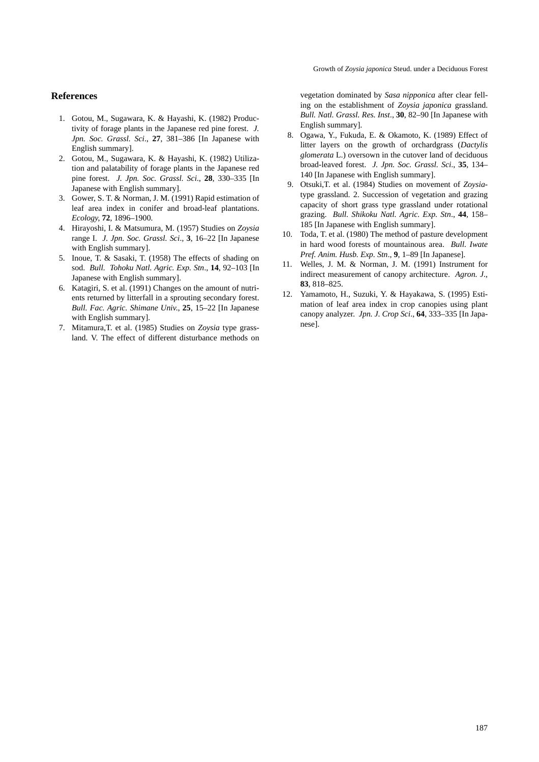## References

1. Gotou, M., Sugawara, K. & Hayashi, K. (1982) Productivity of forage plants in the Japanese red pine forest. *J. Jpn. Soc. Grassl. Sci*., **27**, 381–386 [In Japanese with English summary].
2. Gotou, M., Sugawara, K. & Hayashi, K. (1982) Utilization and palatability of forage plants in the Japanese red pine forest. *J. Jpn. Soc. Grassl. Sci*., **28**, 330–335 [In Japanese with English summary].
3. Gower, S. T. & Norman, J. M. (1991) Rapid estimation of leaf area index in conifer and broad-leaf plantations. *Ecology*, **72**, 1896–1900.
4. Hirayoshi, I. & Matsumura, M. (1957) Studies on *Zoysia* range I. *J. Jpn. Soc. Grassl. Sci*., **3**, 16–22 [In Japanese with English summary].
5. Inoue, T. & Sasaki, T. (1958) The effects of shading on sod. *Bull. Tohoku Natl. Agric. Exp. Stn*., **14**, 92–103 [In Japanese with English summary].
6. Katagiri, S. et al. (1991) Changes on the amount of nutrients returned by litterfall in a sprouting secondary forest. *Bull. Fac. Agric. Shimane Univ.*, **25**, 15–22 [In Japanese with English summary].
7. Mitamura,T. et al. (1985) Studies on *Zoysia* type grassland. V. The effect of different disturbance methods on vegetation dominated by *Sasa nipponica* after clear felling on the establishment of *Zoysia japonica* grassland. *Bull. Natl. Grassl. Res. Inst*., **30**, 82–90 [In Japanese with English summary].
8. Ogawa, Y., Fukuda, E. & Okamoto, K. (1989) Effect of litter layers on the growth of orchardgrass (*Dactylis glomerata* L.) oversown in the cutover land of deciduous broad-leaved forest. *J. Jpn. Soc. Grassl. Sci*., **35**, 134–140 [In Japanese with English summary].
9. Otsuki,T. et al. (1984) Studies on movement of *Zoysia*-type grassland. 2. Succession of vegetation and grazing capacity of short grass type grassland under rotational grazing. *Bull. Shikoku Natl. Agric. Exp. Stn*., **44**, 158–185 [In Japanese with English summary].
10. Toda, T. et al. (1980) The method of pasture development in hard wood forests of mountainous area. *Bull. Iwate Pref. Anim. Husb. Exp. Stn*., **9**, 1–89 [In Japanese].
11. Welles, J. M. & Norman, J. M. (1991) Instrument for indirect measurement of canopy architecture. *Agron. J*., **83**, 818–825.
12. Yamamoto, H., Suzuki, Y. & Hayakawa, S. (1995) Estimation of leaf area index in crop canopies using plant canopy analyzer. *Jpn. J. Crop Sci*., **64**, 333–335 [In Japanese].